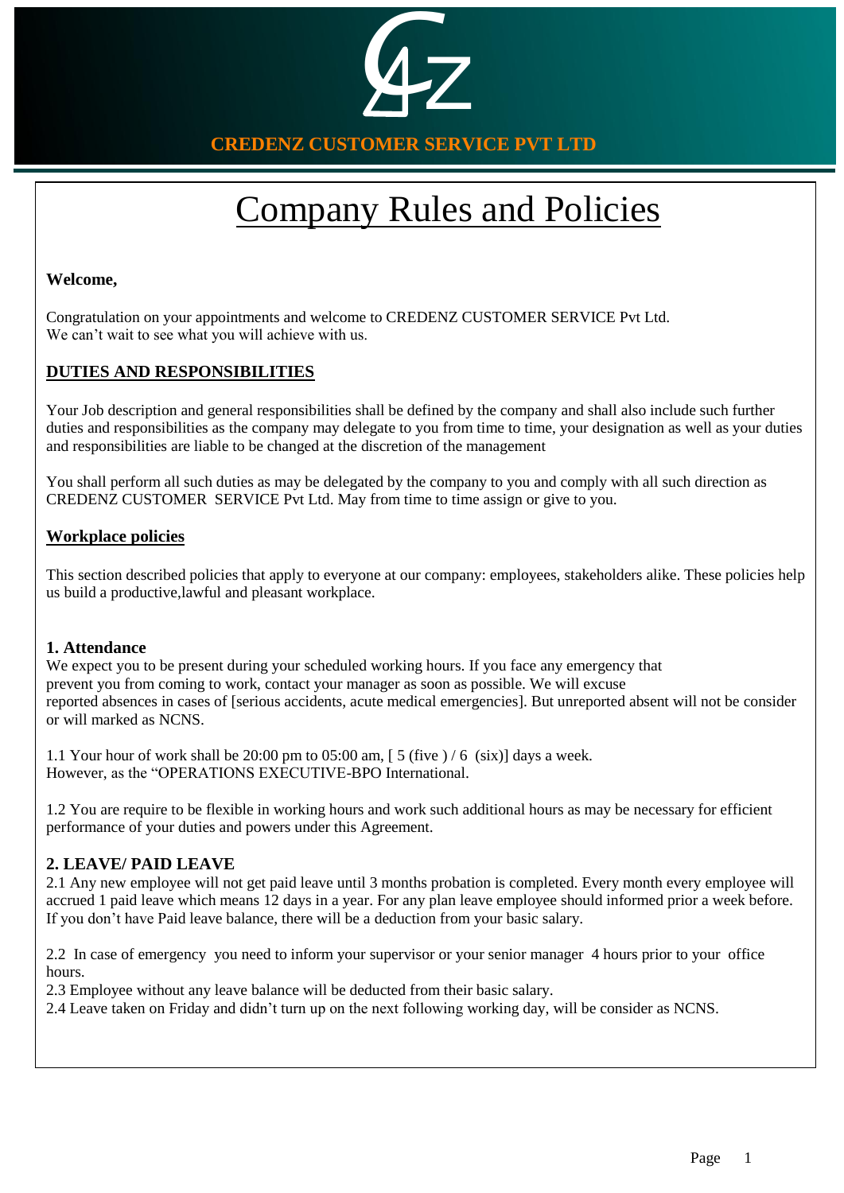**CREDENZ CUSTOMER SERVICE PVT LTD**

# Company Rules and Policies

**Welcome,**

Congratulation on your appointments and welcome to CREDENZ CUSTOMER SERVICE Pvt Ltd.
We can't wait to see what you will achieve with us.

## DUTIES AND RESPONSIBILITIES

Your Job description and general responsibilities shall be defined by the company and shall also include such further duties and responsibilities as the company may delegate to you from time to time, your designation as well as your duties and responsibilities are liable to be changed at the discretion of the management

You shall perform all such duties as may be delegated by the company to you and comply with all such direction as CREDENZ CUSTOMER SERVICE Pvt Ltd. May from time to time assign or give to you.

## Workplace policies

This section described policies that apply to everyone at our company: employees, stakeholders alike. These policies help us build a productive,lawful and pleasant workplace.

### 1. Attendance

We expect you to be present during your scheduled working hours. If you face any emergency that
prevent you from coming to work, contact your manager as soon as possible. We will excuse
reported absences in cases of [serious accidents, acute medical emergencies]. But unreported absent will not be consider or will marked as NCNS.

1.1 Your hour of work shall be 20:00 pm to 05:00 am, [ 5 (five ) / 6 (six)] days a week.
However, as the "OPERATIONS EXECUTIVE-BPO International.

1.2 You are require to be flexible in working hours and work such additional hours as may be necessary for efficient performance of your duties and powers under this Agreement.

### 2. LEAVE/ PAID LEAVE

2.1 Any new employee will not get paid leave until 3 months probation is completed. Every month every employee will accrued 1 paid leave which means 12 days in a year. For any plan leave employee should informed prior a week before. If you don't have Paid leave balance, there will be a deduction from your basic salary.

2.2 In case of emergency you need to inform your supervisor or your senior manager 4 hours prior to your office hours.

2.3 Employee without any leave balance will be deducted from their basic salary.

2.4 Leave taken on Friday and didn't turn up on the next following working day, will be consider as NCNS.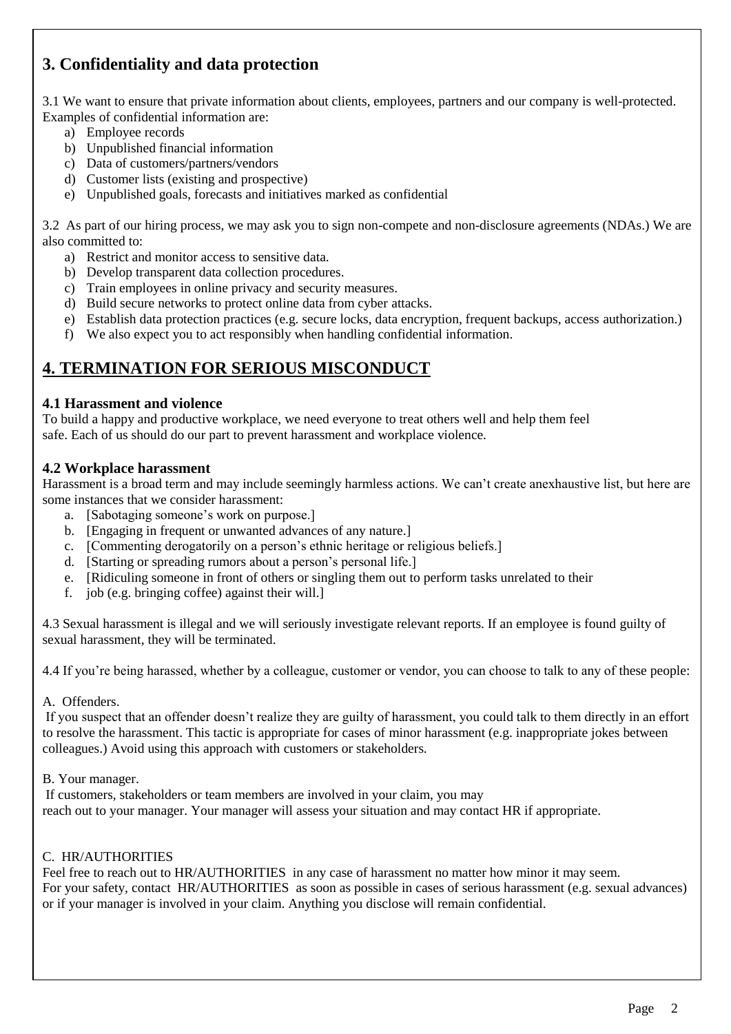## 3. Confidentiality and data protection

3.1 We want to ensure that private information about clients, employees, partners and our company is well-protected. Examples of confidential information are:

a) Employee records
b) Unpublished financial information
c) Data of customers/partners/vendors
d) Customer lists (existing and prospective)
e) Unpublished goals, forecasts and initiatives marked as confidential

3.2 As part of our hiring process, we may ask you to sign non-compete and non-disclosure agreements (NDAs.) We are also committed to:

a) Restrict and monitor access to sensitive data.
b) Develop transparent data collection procedures.
c) Train employees in online privacy and security measures.
d) Build secure networks to protect online data from cyber attacks.
e) Establish data protection practices (e.g. secure locks, data encryption, frequent backups, access authorization.)
f) We also expect you to act responsibly when handling confidential information.

## 4. TERMINATION FOR SERIOUS MISCONDUCT

### 4.1 Harassment and violence

To build a happy and productive workplace, we need everyone to treat others well and help them feel safe. Each of us should do our part to prevent harassment and workplace violence.

### 4.2 Workplace harassment

Harassment is a broad term and may include seemingly harmless actions. We can't create anexhaustive list, but here are some instances that we consider harassment:

a. [Sabotaging someone's work on purpose.]
b. [Engaging in frequent or unwanted advances of any nature.]
c. [Commenting derogatorily on a person's ethnic heritage or religious beliefs.]
d. [Starting or spreading rumors about a person's personal life.]
e. [Ridiculing someone in front of others or singling them out to perform tasks unrelated to their
f. job (e.g. bringing coffee) against their will.]

4.3 Sexual harassment is illegal and we will seriously investigate relevant reports. If an employee is found guilty of sexual harassment, they will be terminated.

4.4 If you're being harassed, whether by a colleague, customer or vendor, you can choose to talk to any of these people:

A. Offenders.

If you suspect that an offender doesn't realize they are guilty of harassment, you could talk to them directly in an effort to resolve the harassment. This tactic is appropriate for cases of minor harassment (e.g. inappropriate jokes between colleagues.) Avoid using this approach with customers or stakeholders.

B. Your manager.

If customers, stakeholders or team members are involved in your claim, you may reach out to your manager. Your manager will assess your situation and may contact HR if appropriate.

C. HR/AUTHORITIES

Feel free to reach out to HR/AUTHORITIES in any case of harassment no matter how minor it may seem. For your safety, contact HR/AUTHORITIES as soon as possible in cases of serious harassment (e.g. sexual advances) or if your manager is involved in your claim. Anything you disclose will remain confidential.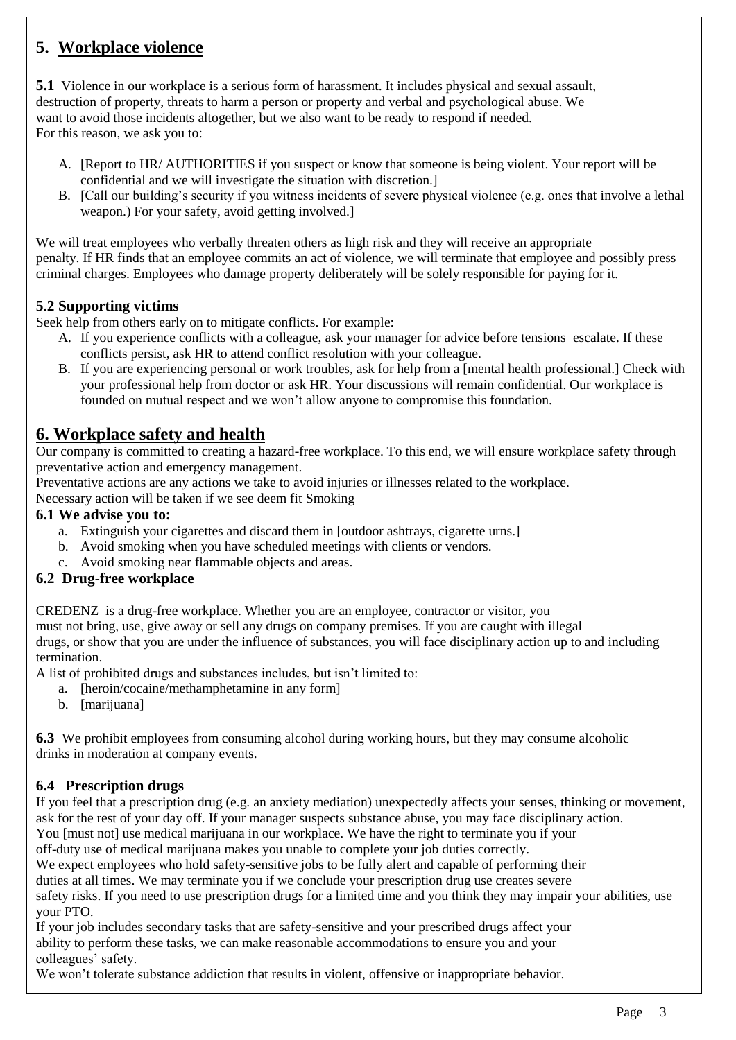## 5. Workplace violence

**5.1** Violence in our workplace is a serious form of harassment. It includes physical and sexual assault, destruction of property, threats to harm a person or property and verbal and psychological abuse. We want to avoid those incidents altogether, but we also want to be ready to respond if needed. For this reason, we ask you to:

A. [Report to HR/ AUTHORITIES if you suspect or know that someone is being violent. Your report will be confidential and we will investigate the situation with discretion.]
B. [Call our building's security if you witness incidents of severe physical violence (e.g. ones that involve a lethal weapon.) For your safety, avoid getting involved.]

We will treat employees who verbally threaten others as high risk and they will receive an appropriate penalty. If HR finds that an employee commits an act of violence, we will terminate that employee and possibly press criminal charges. Employees who damage property deliberately will be solely responsible for paying for it.

### 5.2 Supporting victims

Seek help from others early on to mitigate conflicts. For example:

A. If you experience conflicts with a colleague, ask your manager for advice before tensions escalate. If these conflicts persist, ask HR to attend conflict resolution with your colleague.
B. If you are experiencing personal or work troubles, ask for help from a [mental health professional.] Check with your professional help from doctor or ask HR. Your discussions will remain confidential. Our workplace is founded on mutual respect and we won't allow anyone to compromise this foundation.

## 6. Workplace safety and health

Our company is committed to creating a hazard-free workplace. To this end, we will ensure workplace safety through preventative action and emergency management.

Preventative actions are any actions we take to avoid injuries or illnesses related to the workplace.

Necessary action will be taken if we see deem fit Smoking

### 6.1 We advise you to:

a. Extinguish your cigarettes and discard them in [outdoor ashtrays, cigarette urns.]
b. Avoid smoking when you have scheduled meetings with clients or vendors.
c. Avoid smoking near flammable objects and areas.

### 6.2 Drug-free workplace

CREDENZ is a drug-free workplace. Whether you are an employee, contractor or visitor, you must not bring, use, give away or sell any drugs on company premises. If you are caught with illegal drugs, or show that you are under the influence of substances, you will face disciplinary action up to and including termination.

A list of prohibited drugs and substances includes, but isn't limited to:

a. [heroin/cocaine/methamphetamine in any form]
b. [marijuana]

**6.3** We prohibit employees from consuming alcohol during working hours, but they may consume alcoholic drinks in moderation at company events.

### 6.4 Prescription drugs

If you feel that a prescription drug (e.g. an anxiety mediation) unexpectedly affects your senses, thinking or movement, ask for the rest of your day off. If your manager suspects substance abuse, you may face disciplinary action.

You [must not] use medical marijuana in our workplace. We have the right to terminate you if your off-duty use of medical marijuana makes you unable to complete your job duties correctly.

We expect employees who hold safety-sensitive jobs to be fully alert and capable of performing their duties at all times. We may terminate you if we conclude your prescription drug use creates severe safety risks. If you need to use prescription drugs for a limited time and you think they may impair your abilities, use your PTO.

If your job includes secondary tasks that are safety-sensitive and your prescribed drugs affect your ability to perform these tasks, we can make reasonable accommodations to ensure you and your colleagues' safety.

We won't tolerate substance addiction that results in violent, offensive or inappropriate behavior.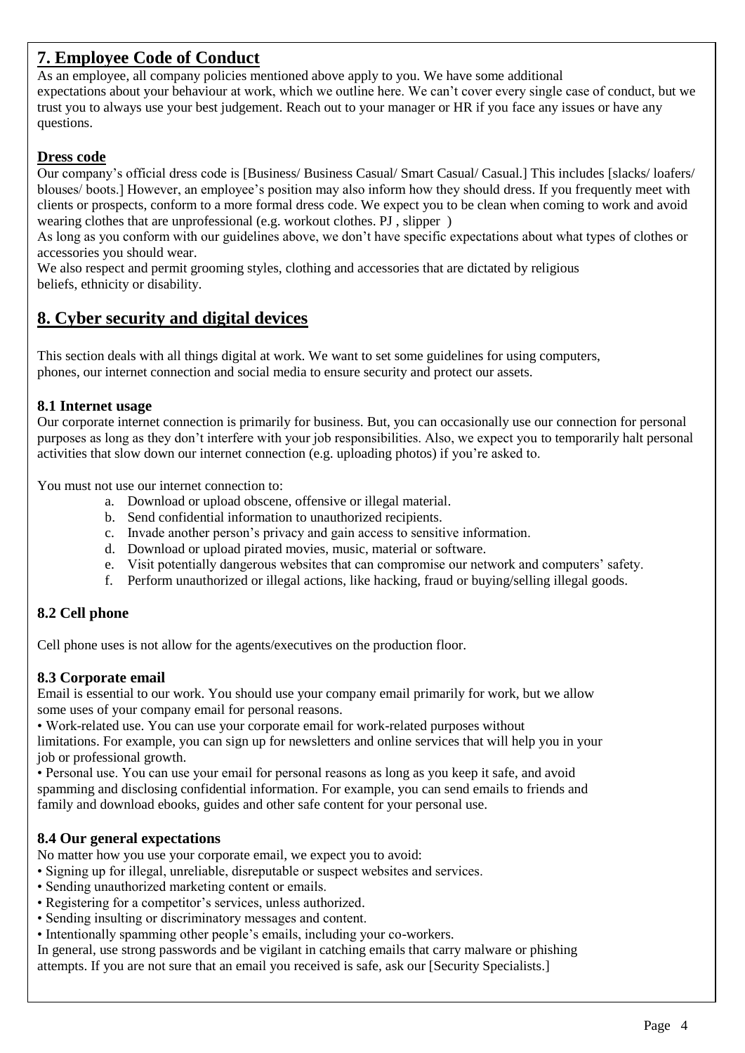## 7. Employee Code of Conduct

As an employee, all company policies mentioned above apply to you. We have some additional expectations about your behaviour at work, which we outline here. We can't cover every single case of conduct, but we trust you to always use your best judgement. Reach out to your manager or HR if you face any issues or have any questions.

### Dress code

Our company's official dress code is [Business/ Business Casual/ Smart Casual/ Casual.] This includes [slacks/ loafers/ blouses/ boots.] However, an employee's position may also inform how they should dress. If you frequently meet with clients or prospects, conform to a more formal dress code. We expect you to be clean when coming to work and avoid wearing clothes that are unprofessional (e.g. workout clothes. PJ , slipper )

As long as you conform with our guidelines above, we don't have specific expectations about what types of clothes or accessories you should wear.

We also respect and permit grooming styles, clothing and accessories that are dictated by religious beliefs, ethnicity or disability.

## 8. Cyber security and digital devices

This section deals with all things digital at work. We want to set some guidelines for using computers, phones, our internet connection and social media to ensure security and protect our assets.

### 8.1 Internet usage

Our corporate internet connection is primarily for business. But, you can occasionally use our connection for personal purposes as long as they don't interfere with your job responsibilities. Also, we expect you to temporarily halt personal activities that slow down our internet connection (e.g. uploading photos) if you're asked to.

You must not use our internet connection to:

a. Download or upload obscene, offensive or illegal material.
b. Send confidential information to unauthorized recipients.
c. Invade another person's privacy and gain access to sensitive information.
d. Download or upload pirated movies, music, material or software.
e. Visit potentially dangerous websites that can compromise our network and computers' safety.
f. Perform unauthorized or illegal actions, like hacking, fraud or buying/selling illegal goods.

### 8.2 Cell phone

Cell phone uses is not allow for the agents/executives on the production floor.

### 8.3 Corporate email

Email is essential to our work. You should use your company email primarily for work, but we allow some uses of your company email for personal reasons.

• Work-related use. You can use your corporate email for work-related purposes without limitations. For example, you can sign up for newsletters and online services that will help you in your job or professional growth.

• Personal use. You can use your email for personal reasons as long as you keep it safe, and avoid spamming and disclosing confidential information. For example, you can send emails to friends and family and download ebooks, guides and other safe content for your personal use.

### 8.4 Our general expectations

No matter how you use your corporate email, we expect you to avoid:

• Signing up for illegal, unreliable, disreputable or suspect websites and services.
• Sending unauthorized marketing content or emails.
• Registering for a competitor's services, unless authorized.
• Sending insulting or discriminatory messages and content.
• Intentionally spamming other people's emails, including your co-workers.

In general, use strong passwords and be vigilant in catching emails that carry malware or phishing attempts. If you are not sure that an email you received is safe, ask our [Security Specialists.]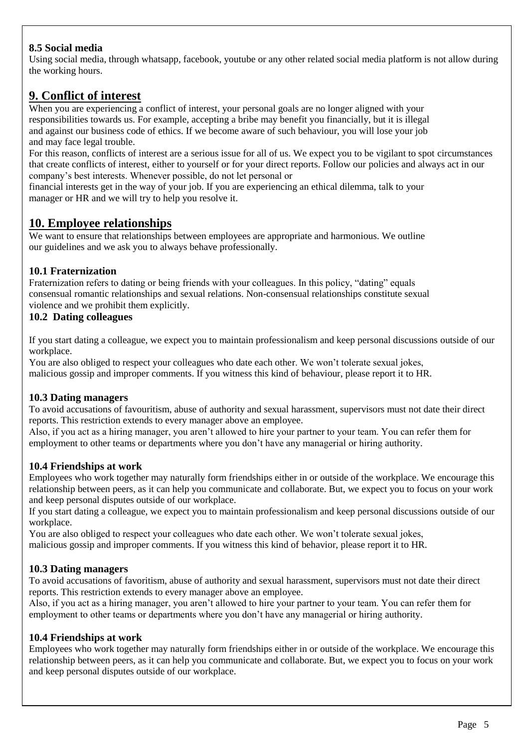### 8.5 Social media

Using social media, through whatsapp, facebook, youtube or any other related social media platform is not allow during the working hours.

## 9. Conflict of interest

When you are experiencing a conflict of interest, your personal goals are no longer aligned with your responsibilities towards us. For example, accepting a bribe may benefit you financially, but it is illegal and against our business code of ethics. If we become aware of such behaviour, you will lose your job and may face legal trouble.

For this reason, conflicts of interest are a serious issue for all of us. We expect you to be vigilant to spot circumstances that create conflicts of interest, either to yourself or for your direct reports. Follow our policies and always act in our company's best interests. Whenever possible, do not let personal or financial interests get in the way of your job. If you are experiencing an ethical dilemma, talk to your manager or HR and we will try to help you resolve it.

## 10. Employee relationships

We want to ensure that relationships between employees are appropriate and harmonious. We outline our guidelines and we ask you to always behave professionally.

### 10.1 Fraternization

Fraternization refers to dating or being friends with your colleagues. In this policy, "dating" equals consensual romantic relationships and sexual relations. Non-consensual relationships constitute sexual violence and we prohibit them explicitly.

### 10.2 Dating colleagues

If you start dating a colleague, we expect you to maintain professionalism and keep personal discussions outside of our workplace.

You are also obliged to respect your colleagues who date each other. We won't tolerate sexual jokes, malicious gossip and improper comments. If you witness this kind of behaviour, please report it to HR.

### 10.3 Dating managers

To avoid accusations of favouritism, abuse of authority and sexual harassment, supervisors must not date their direct reports. This restriction extends to every manager above an employee.

Also, if you act as a hiring manager, you aren't allowed to hire your partner to your team. You can refer them for employment to other teams or departments where you don't have any managerial or hiring authority.

### 10.4 Friendships at work

Employees who work together may naturally form friendships either in or outside of the workplace. We encourage this relationship between peers, as it can help you communicate and collaborate. But, we expect you to focus on your work and keep personal disputes outside of our workplace.

If you start dating a colleague, we expect you to maintain professionalism and keep personal discussions outside of our workplace.

You are also obliged to respect your colleagues who date each other. We won't tolerate sexual jokes, malicious gossip and improper comments. If you witness this kind of behavior, please report it to HR.

### 10.3 Dating managers

To avoid accusations of favoritism, abuse of authority and sexual harassment, supervisors must not date their direct reports. This restriction extends to every manager above an employee.

Also, if you act as a hiring manager, you aren't allowed to hire your partner to your team. You can refer them for employment to other teams or departments where you don't have any managerial or hiring authority.

### 10.4 Friendships at work

Employees who work together may naturally form friendships either in or outside of the workplace. We encourage this relationship between peers, as it can help you communicate and collaborate. But, we expect you to focus on your work and keep personal disputes outside of our workplace.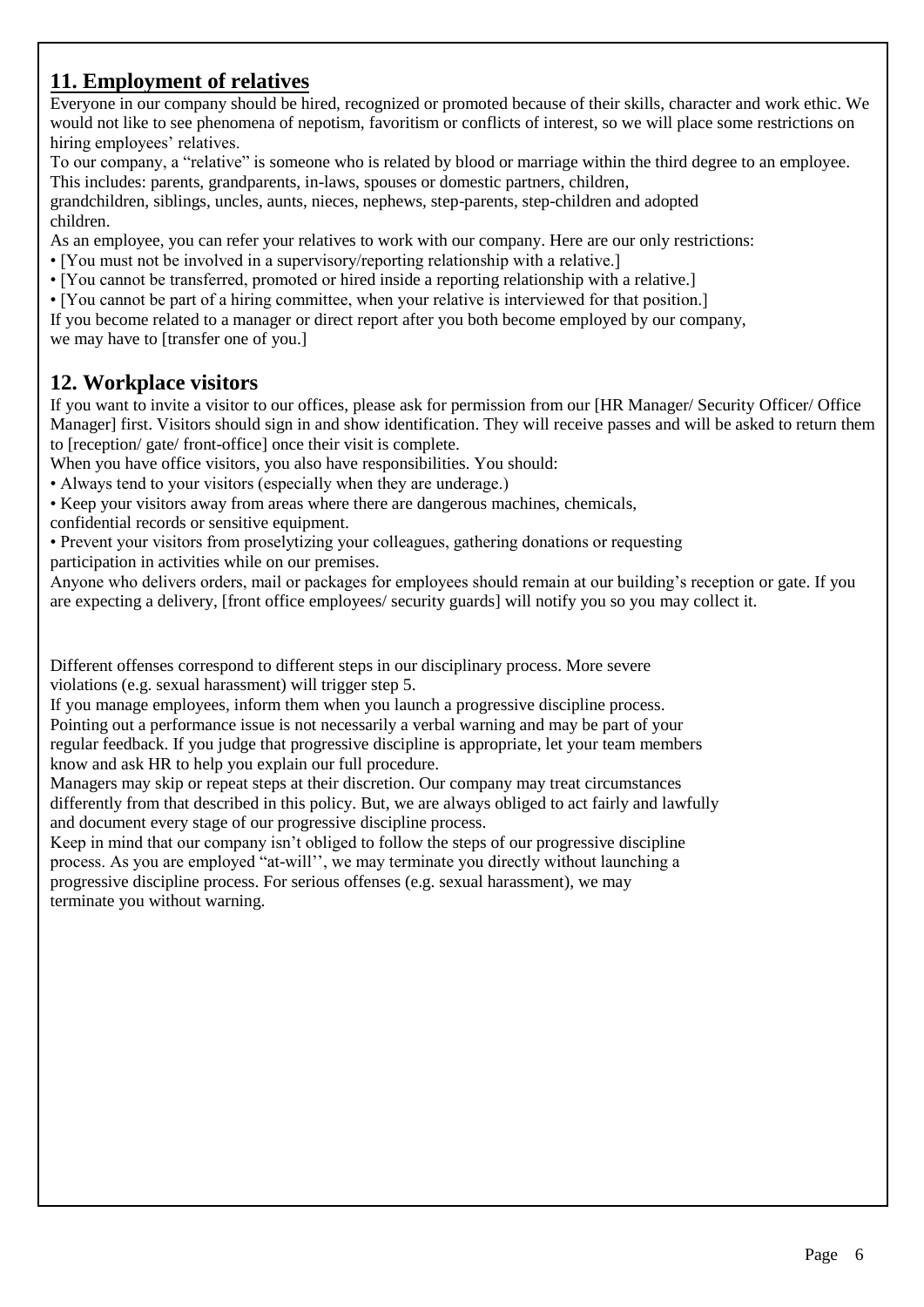## 11. Employment of relatives

Everyone in our company should be hired, recognized or promoted because of their skills, character and work ethic. We would not like to see phenomena of nepotism, favoritism or conflicts of interest, so we will place some restrictions on hiring employees' relatives.

To our company, a "relative" is someone who is related by blood or marriage within the third degree to an employee. This includes: parents, grandparents, in-laws, spouses or domestic partners, children, grandchildren, siblings, uncles, aunts, nieces, nephews, step-parents, step-children and adopted children.

As an employee, you can refer your relatives to work with our company. Here are our only restrictions:

- [You must not be involved in a supervisory/reporting relationship with a relative.]
- [You cannot be transferred, promoted or hired inside a reporting relationship with a relative.]
- [You cannot be part of a hiring committee, when your relative is interviewed for that position.]

If you become related to a manager or direct report after you both become employed by our company, we may have to [transfer one of you.]

## 12. Workplace visitors

If you want to invite a visitor to our offices, please ask for permission from our [HR Manager/ Security Officer/ Office Manager] first. Visitors should sign in and show identification. They will receive passes and will be asked to return them to [reception/ gate/ front-office] once their visit is complete.

When you have office visitors, you also have responsibilities. You should:

- Always tend to your visitors (especially when they are underage.)
- Keep your visitors away from areas where there are dangerous machines, chemicals, confidential records or sensitive equipment.
- Prevent your visitors from proselytizing your colleagues, gathering donations or requesting participation in activities while on our premises.

Anyone who delivers orders, mail or packages for employees should remain at our building's reception or gate. If you are expecting a delivery, [front office employees/ security guards] will notify you so you may collect it.

Different offenses correspond to different steps in our disciplinary process. More severe violations (e.g. sexual harassment) will trigger step 5.

If you manage employees, inform them when you launch a progressive discipline process. Pointing out a performance issue is not necessarily a verbal warning and may be part of your regular feedback. If you judge that progressive discipline is appropriate, let your team members know and ask HR to help you explain our full procedure.

Managers may skip or repeat steps at their discretion. Our company may treat circumstances differently from that described in this policy. But, we are always obliged to act fairly and lawfully and document every stage of our progressive discipline process.

Keep in mind that our company isn't obliged to follow the steps of our progressive discipline process. As you are employed "at-will'', we may terminate you directly without launching a progressive discipline process. For serious offenses (e.g. sexual harassment), we may terminate you without warning.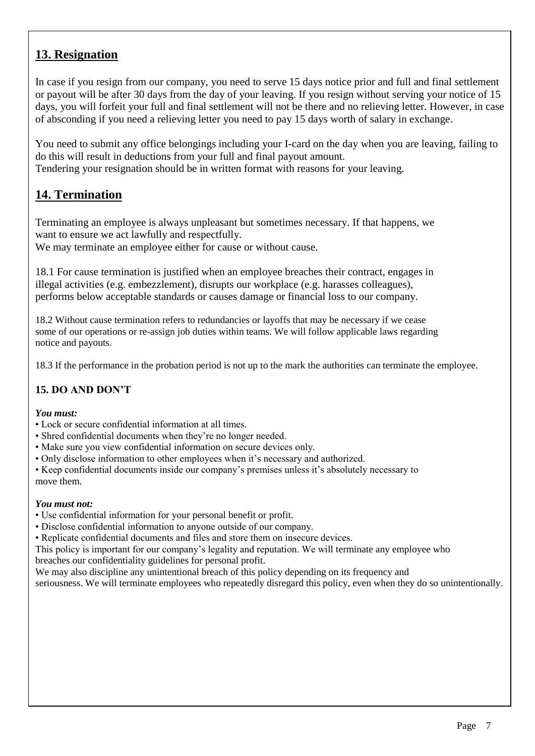## 13. Resignation

In case if you resign from our company, you need to serve 15 days notice prior and full and final settlement or payout will be after 30 days from the day of your leaving. If you resign without serving your notice of 15 days, you will forfeit your full and final settlement will not be there and no relieving letter. However, in case of absconding if you need a relieving letter you need to pay 15 days worth of salary in exchange.

You need to submit any office belongings including your I-card on the day when you are leaving, failing to do this will result in deductions from your full and final payout amount.
Tendering your resignation should be in written format with reasons for your leaving.

## 14. Termination

Terminating an employee is always unpleasant but sometimes necessary. If that happens, we want to ensure we act lawfully and respectfully.
We may terminate an employee either for cause or without cause.

18.1 For cause termination is justified when an employee breaches their contract, engages in illegal activities (e.g. embezzlement), disrupts our workplace (e.g. harasses colleagues), performs below acceptable standards or causes damage or financial loss to our company.

18.2 Without cause termination refers to redundancies or layoffs that may be necessary if we cease some of our operations or re-assign job duties within teams. We will follow applicable laws regarding notice and payouts.

18.3 If the performance in the probation period is not up to the mark the authorities can terminate the employee.

### 15. DO AND DON'T

***You must:***

- Lock or secure confidential information at all times.
- Shred confidential documents when they're no longer needed.
- Make sure you view confidential information on secure devices only.
- Only disclose information to other employees when it's necessary and authorized.
- Keep confidential documents inside our company's premises unless it's absolutely necessary to move them.

***You must not:***

- Use confidential information for your personal benefit or profit.
- Disclose confidential information to anyone outside of our company.
- Replicate confidential documents and files and store them on insecure devices.

This policy is important for our company's legality and reputation. We will terminate any employee who breaches our confidentiality guidelines for personal profit.
We may also discipline any unintentional breach of this policy depending on its frequency and seriousness. We will terminate employees who repeatedly disregard this policy, even when they do so unintentionally.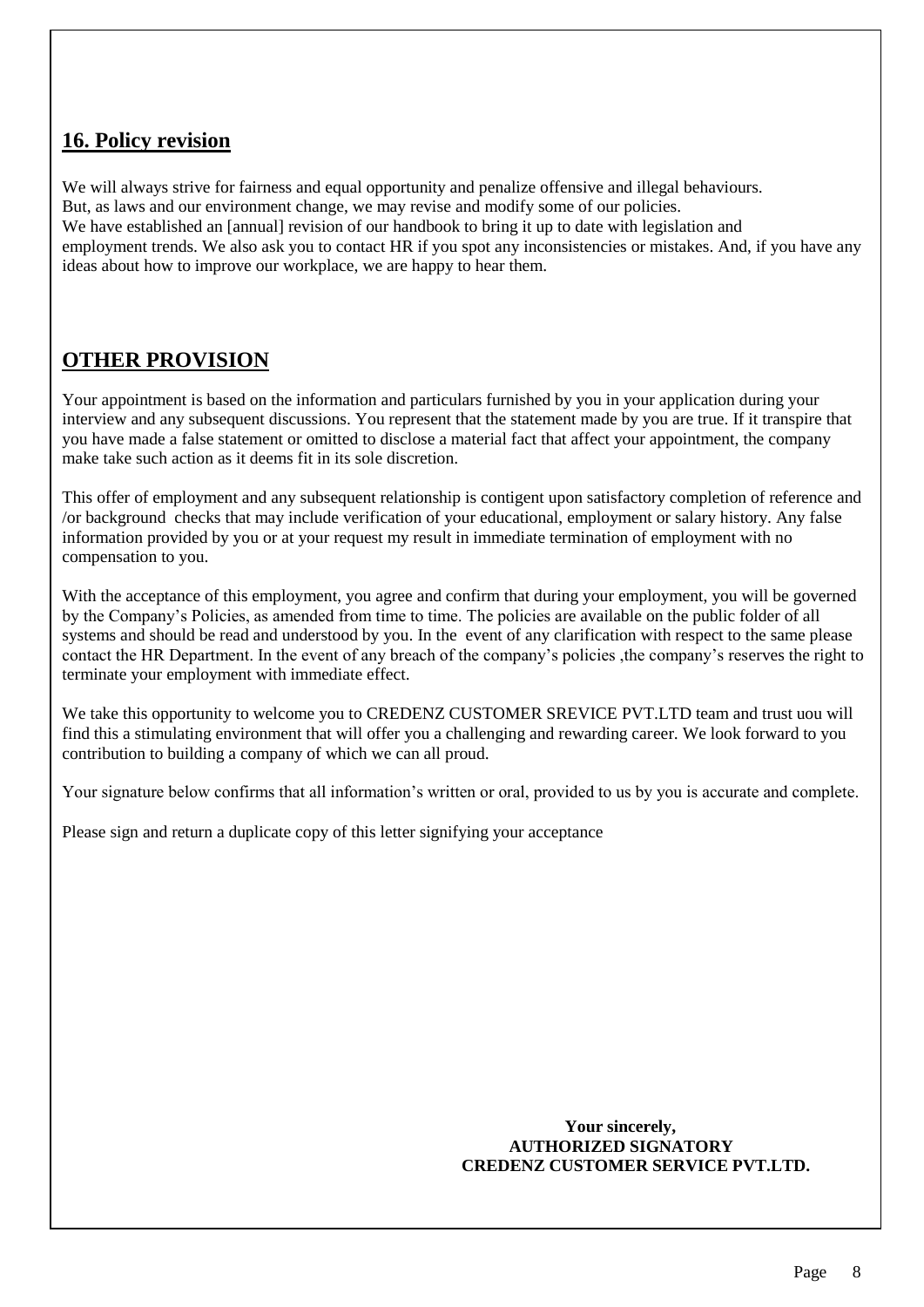## 16. Policy revision

We will always strive for fairness and equal opportunity and penalize offensive and illegal behaviours.
But, as laws and our environment change, we may revise and modify some of our policies.
We have established an [annual] revision of our handbook to bring it up to date with legislation and employment trends. We also ask you to contact HR if you spot any inconsistencies or mistakes. And, if you have any ideas about how to improve our workplace, we are happy to hear them.

## OTHER PROVISION

Your appointment is based on the information and particulars furnished by you in your application during your interview and any subsequent discussions. You represent that the statement made by you are true. If it transpire that you have made a false statement or omitted to disclose a material fact that affect your appointment, the company make take such action as it deems fit in its sole discretion.

This offer of employment and any subsequent relationship is contigent upon satisfactory completion of reference and /or background checks that may include verification of your educational, employment or salary history. Any false information provided by you or at your request my result in immediate termination of employment with no compensation to you.

With the acceptance of this employment, you agree and confirm that during your employment, you will be governed by the Company's Policies, as amended from time to time. The policies are available on the public folder of all systems and should be read and understood by you. In the event of any clarification with respect to the same please contact the HR Department. In the event of any breach of the company's policies ,the company's reserves the right to terminate your employment with immediate effect.

We take this opportunity to welcome you to CREDENZ CUSTOMER SREVICE PVT.LTD team and trust uou will find this a stimulating environment that will offer you a challenging and rewarding career. We look forward to you contribution to building a company of which we can all proud.

Your signature below confirms that all information's written or oral, provided to us by you is accurate and complete.

Please sign and return a duplicate copy of this letter signifying your acceptance

**Your sincerely,**
**AUTHORIZED SIGNATORY**
**CREDENZ CUSTOMER SERVICE PVT.LTD.**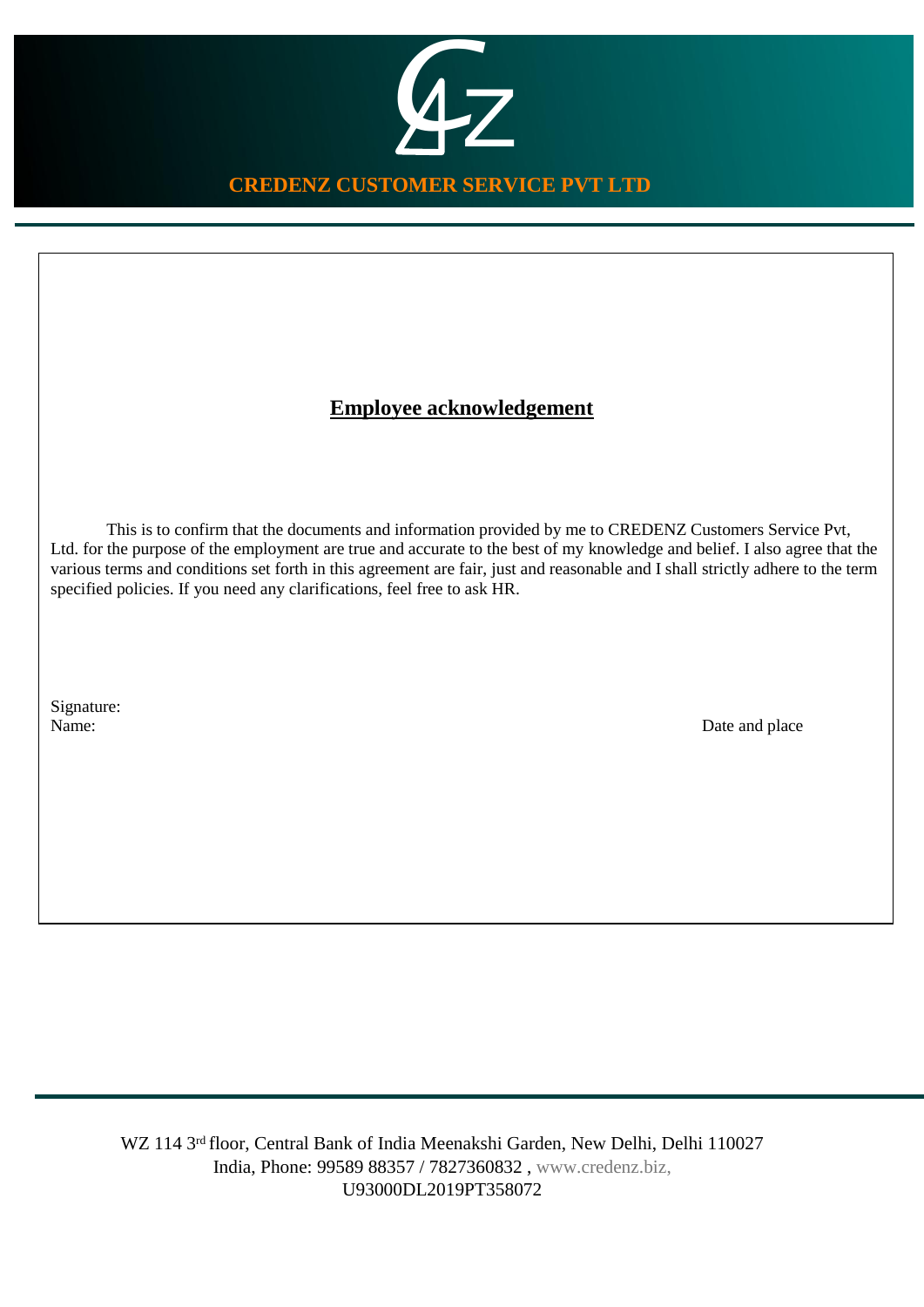CREDENZ CUSTOMER SERVICE PVT LTD

## Employee acknowledgement

This is to confirm that the documents and information provided by me to CREDENZ Customers Service Pvt, Ltd. for the purpose of the employment are true and accurate to the best of my knowledge and belief. I also agree that the various terms and conditions set forth in this agreement are fair, just and reasonable and I shall strictly adhere to the term specified policies. If you need any clarifications, feel free to ask HR.

Signature:
Name:

Date and place

WZ 114 3rd floor, Central Bank of India Meenakshi Garden, New Delhi, Delhi 110027 India, Phone: 99589 88357 / 7827360832 , www.credenz.biz, U93000DL2019PT358072